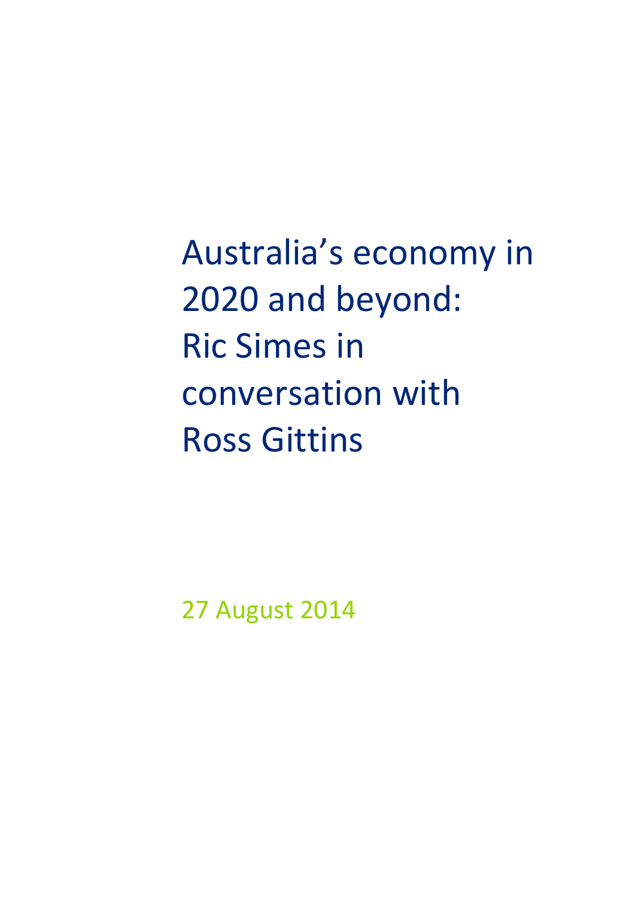# Australia's economy in 2020 and beyond: Ric Simes in conversation with Ross Gittins

27 August 2014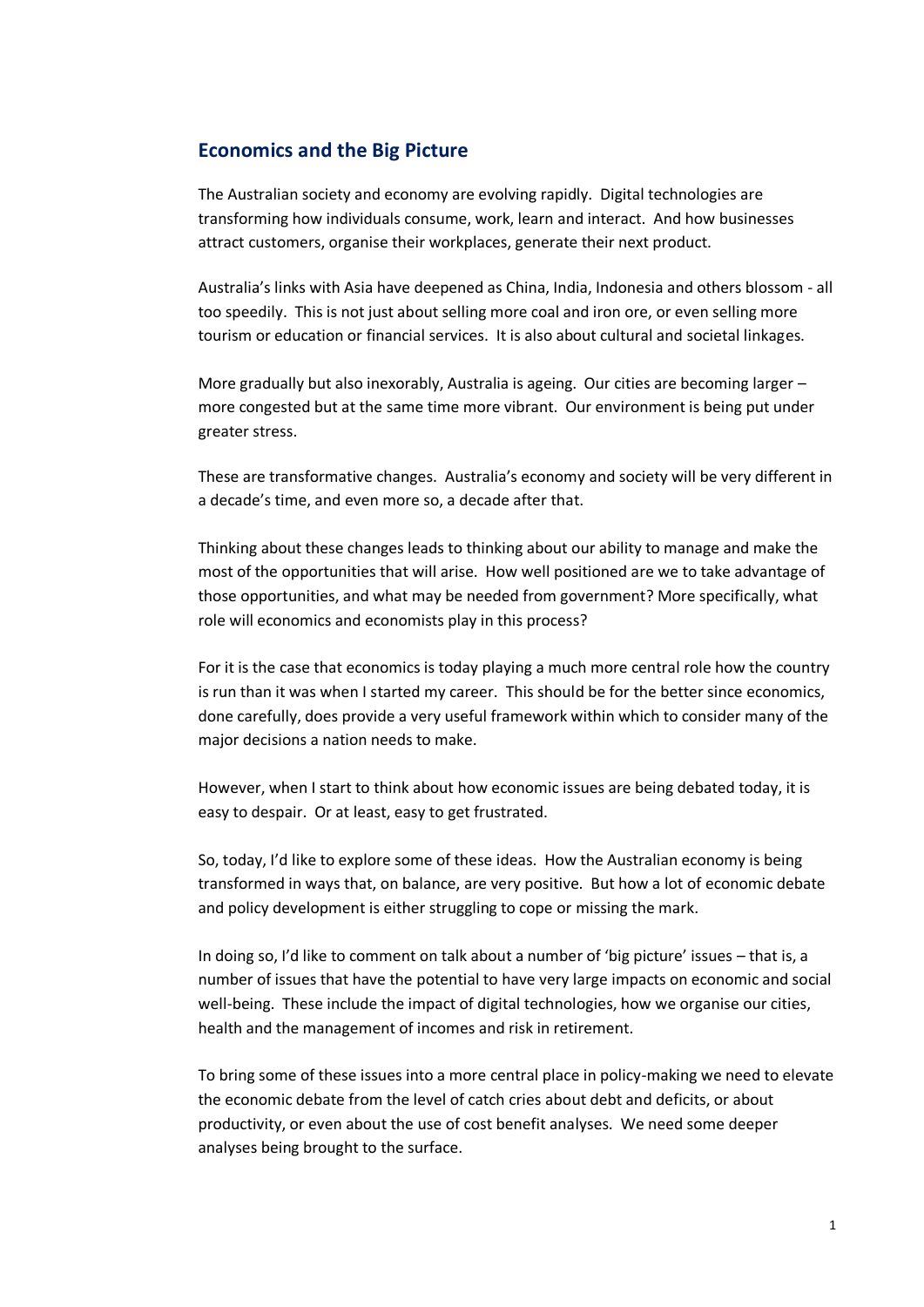## Economics and the Big Picture

The Australian society and economy are evolving rapidly. Digital technologies are transforming how individuals consume, work, learn and interact. And how businesses attract customers, organise their workplaces, generate their next product.

Australia's links with Asia have deepened as China, India, Indonesia and others blossom - all too speedily. This is not just about selling more coal and iron ore, or even selling more tourism or education or financial services. It is also about cultural and societal linkages.

More gradually but also inexorably, Australia is ageing. Our cities are becoming larger – more congested but at the same time more vibrant. Our environment is being put under greater stress.

These are transformative changes. Australia's economy and society will be very different in a decade's time, and even more so, a decade after that.

Thinking about these changes leads to thinking about our ability to manage and make the most of the opportunities that will arise. How well positioned are we to take advantage of those opportunities, and what may be needed from government? More specifically, what role will economics and economists play in this process?

For it is the case that economics is today playing a much more central role how the country is run than it was when I started my career. This should be for the better since economics, done carefully, does provide a very useful framework within which to consider many of the major decisions a nation needs to make.

However, when I start to think about how economic issues are being debated today, it is easy to despair. Or at least, easy to get frustrated.

So, today, I'd like to explore some of these ideas. How the Australian economy is being transformed in ways that, on balance, are very positive. But how a lot of economic debate and policy development is either struggling to cope or missing the mark.

In doing so, I'd like to comment on talk about a number of 'big picture' issues – that is, a number of issues that have the potential to have very large impacts on economic and social well-being. These include the impact of digital technologies, how we organise our cities, health and the management of incomes and risk in retirement.

To bring some of these issues into a more central place in policy-making we need to elevate the economic debate from the level of catch cries about debt and deficits, or about productivity, or even about the use of cost benefit analyses. We need some deeper analyses being brought to the surface.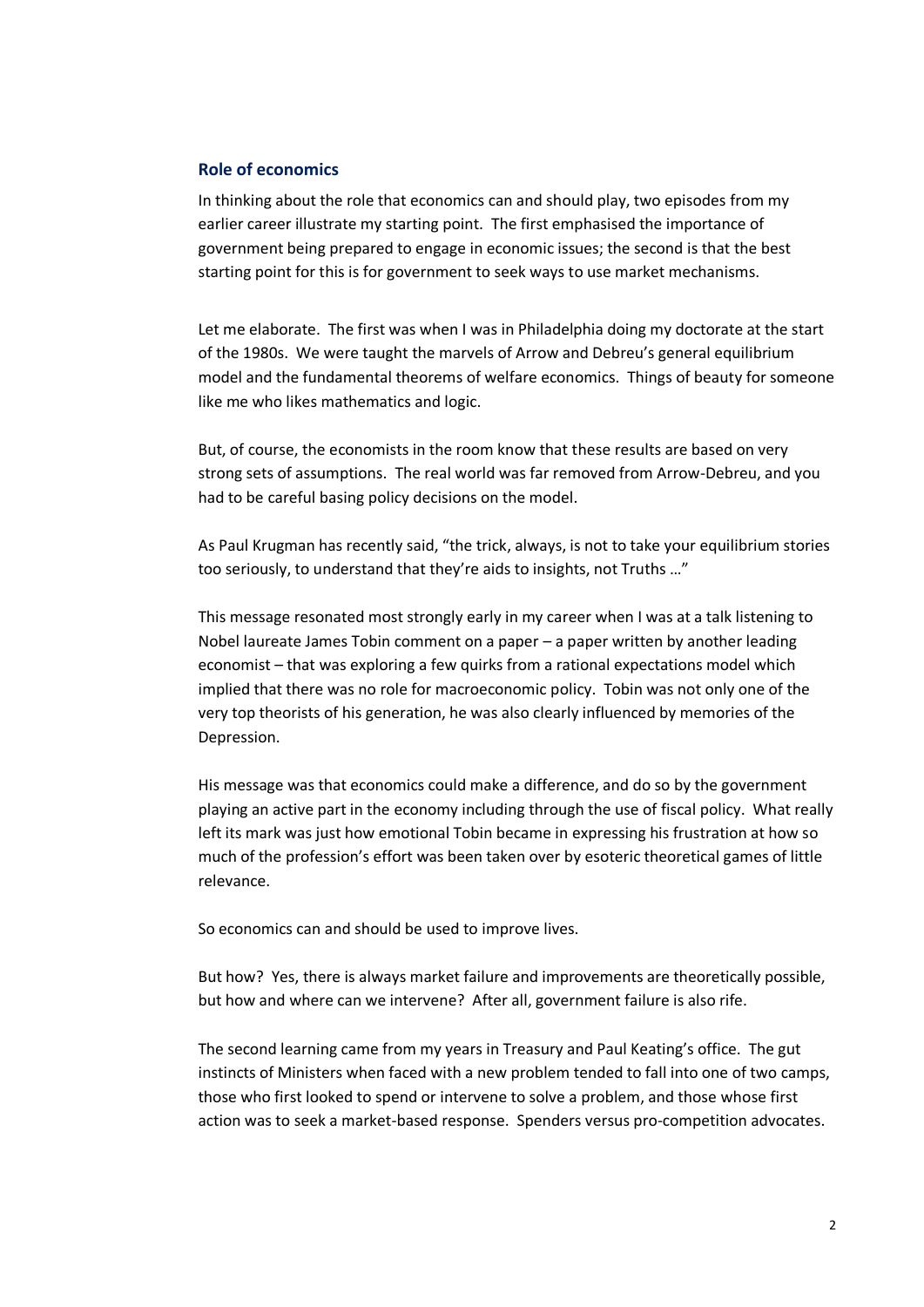## Role of economics

In thinking about the role that economics can and should play, two episodes from my earlier career illustrate my starting point. The first emphasised the importance of government being prepared to engage in economic issues; the second is that the best starting point for this is for government to seek ways to use market mechanisms.

Let me elaborate. The first was when I was in Philadelphia doing my doctorate at the start of the 1980s. We were taught the marvels of Arrow and Debreu's general equilibrium model and the fundamental theorems of welfare economics. Things of beauty for someone like me who likes mathematics and logic.

But, of course, the economists in the room know that these results are based on very strong sets of assumptions. The real world was far removed from Arrow-Debreu, and you had to be careful basing policy decisions on the model.

As Paul Krugman has recently said, "the trick, always, is not to take your equilibrium stories too seriously, to understand that they're aids to insights, not Truths …"

This message resonated most strongly early in my career when I was at a talk listening to Nobel laureate James Tobin comment on a paper – a paper written by another leading economist – that was exploring a few quirks from a rational expectations model which implied that there was no role for macroeconomic policy. Tobin was not only one of the very top theorists of his generation, he was also clearly influenced by memories of the Depression.

His message was that economics could make a difference, and do so by the government playing an active part in the economy including through the use of fiscal policy. What really left its mark was just how emotional Tobin became in expressing his frustration at how so much of the profession's effort was been taken over by esoteric theoretical games of little relevance.

So economics can and should be used to improve lives.

But how? Yes, there is always market failure and improvements are theoretically possible, but how and where can we intervene? After all, government failure is also rife.

The second learning came from my years in Treasury and Paul Keating's office. The gut instincts of Ministers when faced with a new problem tended to fall into one of two camps, those who first looked to spend or intervene to solve a problem, and those whose first action was to seek a market-based response. Spenders versus pro-competition advocates.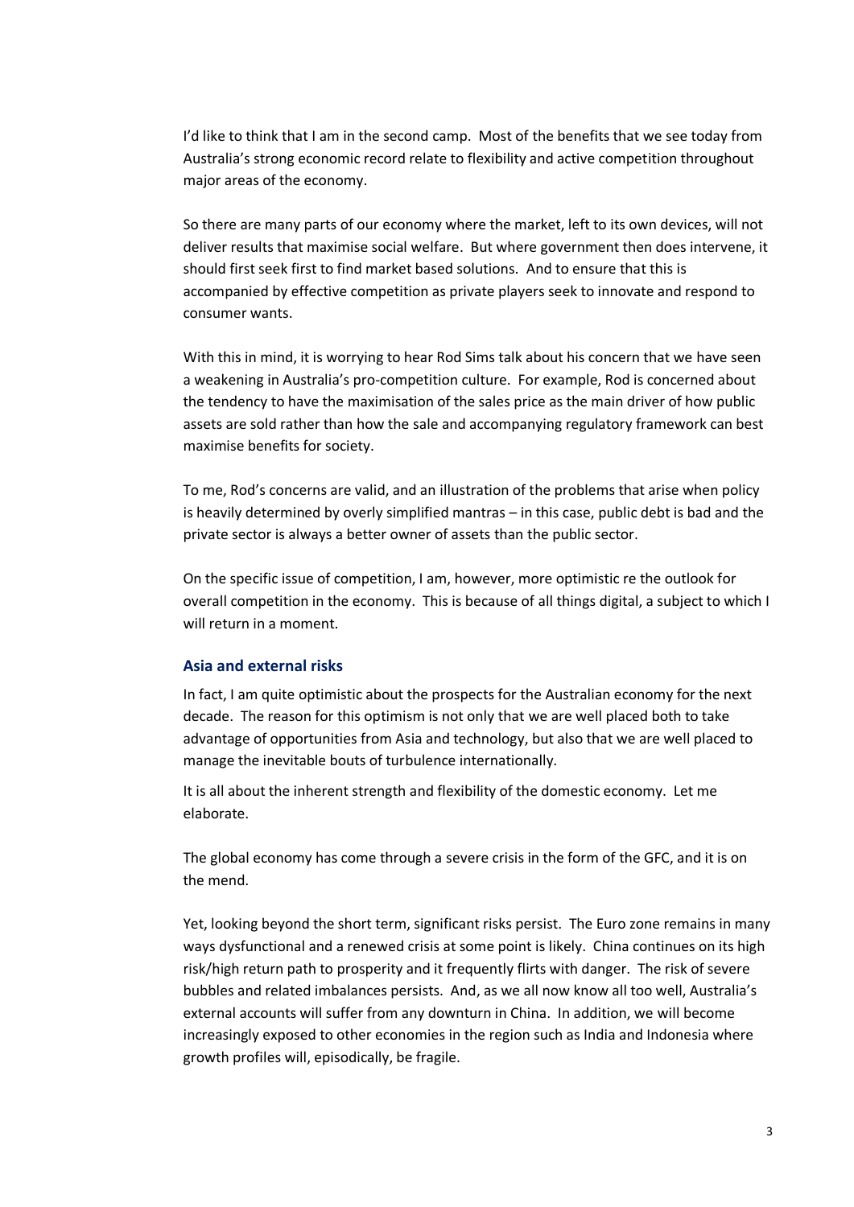I'd like to think that I am in the second camp. Most of the benefits that we see today from Australia's strong economic record relate to flexibility and active competition throughout major areas of the economy.

So there are many parts of our economy where the market, left to its own devices, will not deliver results that maximise social welfare. But where government then does intervene, it should first seek first to find market based solutions. And to ensure that this is accompanied by effective competition as private players seek to innovate and respond to consumer wants.

With this in mind, it is worrying to hear Rod Sims talk about his concern that we have seen a weakening in Australia's pro-competition culture. For example, Rod is concerned about the tendency to have the maximisation of the sales price as the main driver of how public assets are sold rather than how the sale and accompanying regulatory framework can best maximise benefits for society.

To me, Rod's concerns are valid, and an illustration of the problems that arise when policy is heavily determined by overly simplified mantras – in this case, public debt is bad and the private sector is always a better owner of assets than the public sector.

On the specific issue of competition, I am, however, more optimistic re the outlook for overall competition in the economy. This is because of all things digital, a subject to which I will return in a moment.

### Asia and external risks

In fact, I am quite optimistic about the prospects for the Australian economy for the next decade. The reason for this optimism is not only that we are well placed both to take advantage of opportunities from Asia and technology, but also that we are well placed to manage the inevitable bouts of turbulence internationally.

It is all about the inherent strength and flexibility of the domestic economy. Let me elaborate.

The global economy has come through a severe crisis in the form of the GFC, and it is on the mend.

Yet, looking beyond the short term, significant risks persist. The Euro zone remains in many ways dysfunctional and a renewed crisis at some point is likely. China continues on its high risk/high return path to prosperity and it frequently flirts with danger. The risk of severe bubbles and related imbalances persists. And, as we all now know all too well, Australia's external accounts will suffer from any downturn in China. In addition, we will become increasingly exposed to other economies in the region such as India and Indonesia where growth profiles will, episodically, be fragile.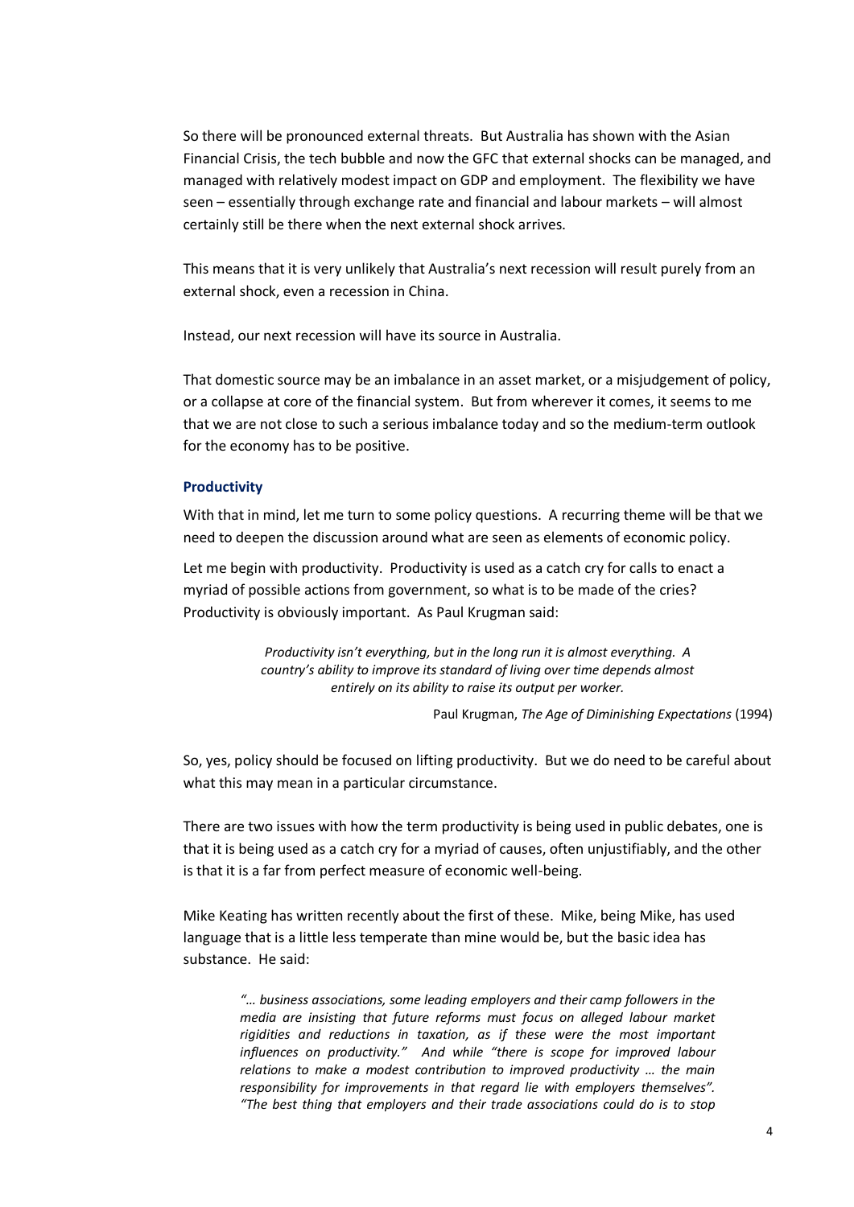So there will be pronounced external threats. But Australia has shown with the Asian Financial Crisis, the tech bubble and now the GFC that external shocks can be managed, and managed with relatively modest impact on GDP and employment. The flexibility we have seen – essentially through exchange rate and financial and labour markets – will almost certainly still be there when the next external shock arrives.

This means that it is very unlikely that Australia's next recession will result purely from an external shock, even a recession in China.

Instead, our next recession will have its source in Australia.

That domestic source may be an imbalance in an asset market, or a misjudgement of policy, or a collapse at core of the financial system. But from wherever it comes, it seems to me that we are not close to such a serious imbalance today and so the medium-term outlook for the economy has to be positive.

### Productivity

With that in mind, let me turn to some policy questions. A recurring theme will be that we need to deepen the discussion around what are seen as elements of economic policy.

Let me begin with productivity. Productivity is used as a catch cry for calls to enact a myriad of possible actions from government, so what is to be made of the cries? Productivity is obviously important. As Paul Krugman said:

> *Productivity isn't everything, but in the long run it is almost everything. A country's ability to improve its standard of living over time depends almost entirely on its ability to raise its output per worker.*
>
> Paul Krugman, *The Age of Diminishing Expectations* (1994)

So, yes, policy should be focused on lifting productivity. But we do need to be careful about what this may mean in a particular circumstance.

There are two issues with how the term productivity is being used in public debates, one is that it is being used as a catch cry for a myriad of causes, often unjustifiably, and the other is that it is a far from perfect measure of economic well-being.

Mike Keating has written recently about the first of these. Mike, being Mike, has used language that is a little less temperate than mine would be, but the basic idea has substance. He said:

> *"… business associations, some leading employers and their camp followers in the media are insisting that future reforms must focus on alleged labour market rigidities and reductions in taxation, as if these were the most important influences on productivity."* And while *"there is scope for improved labour relations to make a modest contribution to improved productivity … the main responsibility for improvements in that regard lie with employers themselves". "The best thing that employers and their trade associations could do is to stop*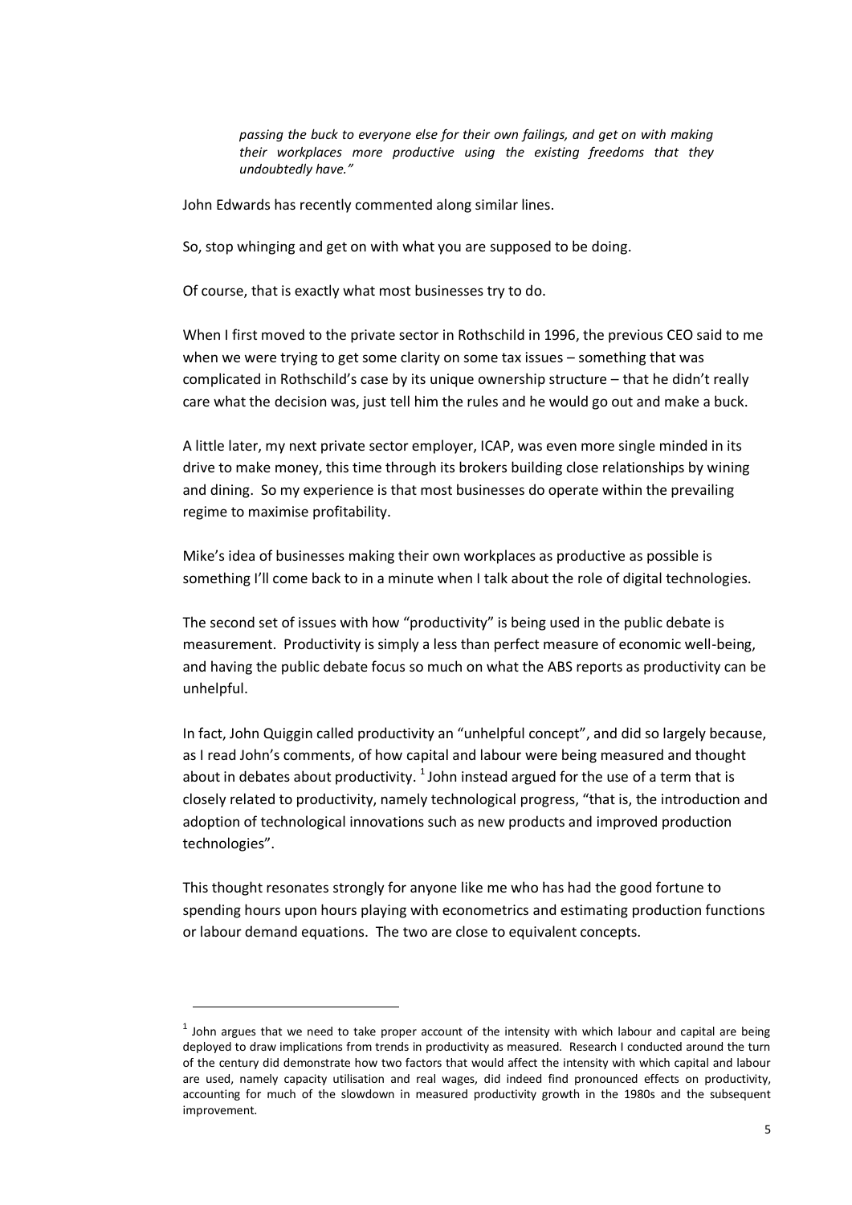> *passing the buck to everyone else for their own failings, and get on with making their workplaces more productive using the existing freedoms that they undoubtedly have."*

John Edwards has recently commented along similar lines.

So, stop whinging and get on with what you are supposed to be doing.

Of course, that is exactly what most businesses try to do.

When I first moved to the private sector in Rothschild in 1996, the previous CEO said to me when we were trying to get some clarity on some tax issues – something that was complicated in Rothschild's case by its unique ownership structure – that he didn't really care what the decision was, just tell him the rules and he would go out and make a buck.

A little later, my next private sector employer, ICAP, was even more single minded in its drive to make money, this time through its brokers building close relationships by wining and dining. So my experience is that most businesses do operate within the prevailing regime to maximise profitability.

Mike's idea of businesses making their own workplaces as productive as possible is something I'll come back to in a minute when I talk about the role of digital technologies.

The second set of issues with how "productivity" is being used in the public debate is measurement. Productivity is simply a less than perfect measure of economic well-being, and having the public debate focus so much on what the ABS reports as productivity can be unhelpful.

In fact, John Quiggin called productivity an "unhelpful concept", and did so largely because, as I read John's comments, of how capital and labour were being measured and thought about in debates about productivity. [1] John instead argued for the use of a term that is closely related to productivity, namely technological progress, "that is, the introduction and adoption of technological innovations such as new products and improved production technologies".

This thought resonates strongly for anyone like me who has had the good fortune to spending hours upon hours playing with econometrics and estimating production functions or labour demand equations. The two are close to equivalent concepts.

---

[1] John argues that we need to take proper account of the intensity with which labour and capital are being deployed to draw implications from trends in productivity as measured. Research I conducted around the turn of the century did demonstrate how two factors that would affect the intensity with which capital and labour are used, namely capacity utilisation and real wages, did indeed find pronounced effects on productivity, accounting for much of the slowdown in measured productivity growth in the 1980s and the subsequent improvement.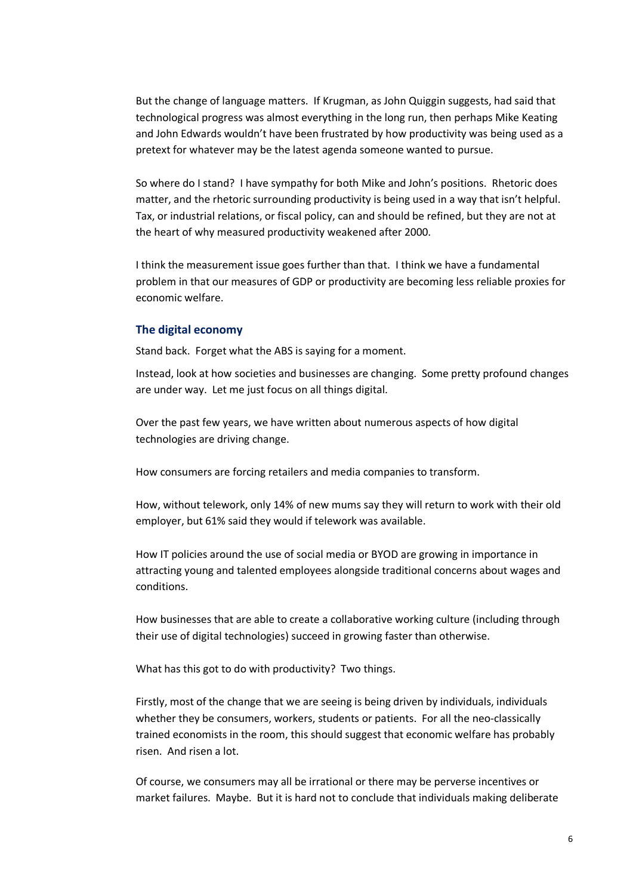But the change of language matters. If Krugman, as John Quiggin suggests, had said that technological progress was almost everything in the long run, then perhaps Mike Keating and John Edwards wouldn't have been frustrated by how productivity was being used as a pretext for whatever may be the latest agenda someone wanted to pursue.

So where do I stand? I have sympathy for both Mike and John's positions. Rhetoric does matter, and the rhetoric surrounding productivity is being used in a way that isn't helpful. Tax, or industrial relations, or fiscal policy, can and should be refined, but they are not at the heart of why measured productivity weakened after 2000.

I think the measurement issue goes further than that. I think we have a fundamental problem in that our measures of GDP or productivity are becoming less reliable proxies for economic welfare.

### The digital economy

Stand back. Forget what the ABS is saying for a moment.

Instead, look at how societies and businesses are changing. Some pretty profound changes are under way. Let me just focus on all things digital.

Over the past few years, we have written about numerous aspects of how digital technologies are driving change.

How consumers are forcing retailers and media companies to transform.

How, without telework, only 14% of new mums say they will return to work with their old employer, but 61% said they would if telework was available.

How IT policies around the use of social media or BYOD are growing in importance in attracting young and talented employees alongside traditional concerns about wages and conditions.

How businesses that are able to create a collaborative working culture (including through their use of digital technologies) succeed in growing faster than otherwise.

What has this got to do with productivity? Two things.

Firstly, most of the change that we are seeing is being driven by individuals, individuals whether they be consumers, workers, students or patients. For all the neo-classically trained economists in the room, this should suggest that economic welfare has probably risen. And risen a lot.

Of course, we consumers may all be irrational or there may be perverse incentives or market failures. Maybe. But it is hard not to conclude that individuals making deliberate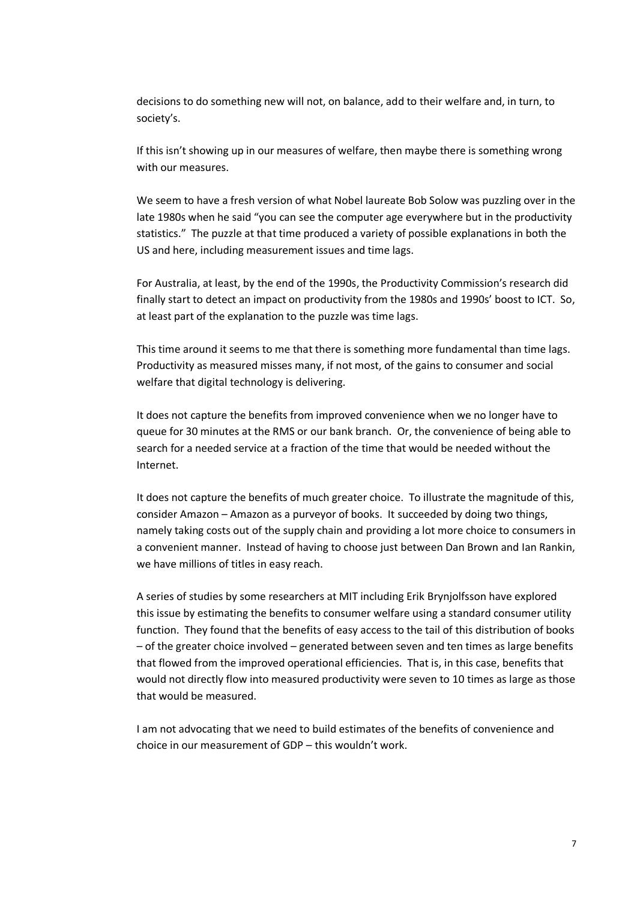decisions to do something new will not, on balance, add to their welfare and, in turn, to society's.

If this isn't showing up in our measures of welfare, then maybe there is something wrong with our measures.

We seem to have a fresh version of what Nobel laureate Bob Solow was puzzling over in the late 1980s when he said "you can see the computer age everywhere but in the productivity statistics." The puzzle at that time produced a variety of possible explanations in both the US and here, including measurement issues and time lags.

For Australia, at least, by the end of the 1990s, the Productivity Commission's research did finally start to detect an impact on productivity from the 1980s and 1990s' boost to ICT. So, at least part of the explanation to the puzzle was time lags.

This time around it seems to me that there is something more fundamental than time lags. Productivity as measured misses many, if not most, of the gains to consumer and social welfare that digital technology is delivering.

It does not capture the benefits from improved convenience when we no longer have to queue for 30 minutes at the RMS or our bank branch. Or, the convenience of being able to search for a needed service at a fraction of the time that would be needed without the Internet.

It does not capture the benefits of much greater choice. To illustrate the magnitude of this, consider Amazon – Amazon as a purveyor of books. It succeeded by doing two things, namely taking costs out of the supply chain and providing a lot more choice to consumers in a convenient manner. Instead of having to choose just between Dan Brown and Ian Rankin, we have millions of titles in easy reach.

A series of studies by some researchers at MIT including Erik Brynjolfsson have explored this issue by estimating the benefits to consumer welfare using a standard consumer utility function. They found that the benefits of easy access to the tail of this distribution of books – of the greater choice involved – generated between seven and ten times as large benefits that flowed from the improved operational efficiencies. That is, in this case, benefits that would not directly flow into measured productivity were seven to 10 times as large as those that would be measured.

I am not advocating that we need to build estimates of the benefits of convenience and choice in our measurement of GDP – this wouldn't work.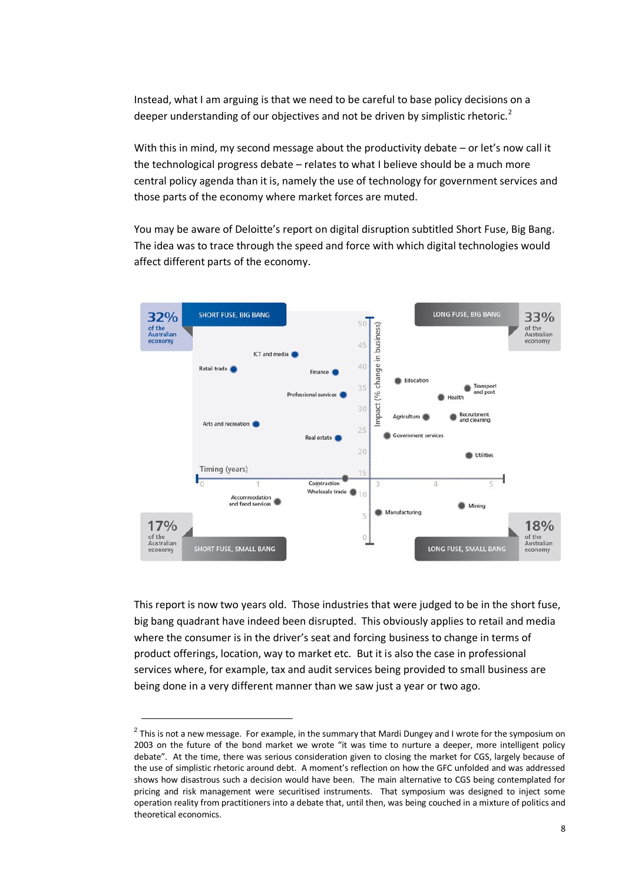Instead, what I am arguing is that we need to be careful to base policy decisions on a deeper understanding of our objectives and not be driven by simplistic rhetoric.[2]

With this in mind, my second message about the productivity debate – or let's now call it the technological progress debate – relates to what I believe should be a much more central policy agenda than it is, namely the use of technology for government services and those parts of the economy where market forces are muted.

You may be aware of Deloitte's report on digital disruption subtitled Short Fuse, Big Bang. The idea was to trace through the speed and force with which digital technologies would affect different parts of the economy.

This report is now two years old. Those industries that were judged to be in the short fuse, big bang quadrant have indeed been disrupted. This obviously applies to retail and media where the consumer is in the driver's seat and forcing business to change in terms of product offerings, location, way to market etc. But it is also the case in professional services where, for example, tax and audit services being provided to small business are being done in a very different manner than we saw just a year or two ago.

---

[2] This is not a new message. For example, in the summary that Mardi Dungey and I wrote for the symposium on 2003 on the future of the bond market we wrote "it was time to nurture a deeper, more intelligent policy debate". At the time, there was serious consideration given to closing the market for CGS, largely because of the use of simplistic rhetoric around debt. A moment's reflection on how the GFC unfolded and was addressed shows how disastrous such a decision would have been. The main alternative to CGS being contemplated for pricing and risk management were securitised instruments. That symposium was designed to inject some operation reality from practitioners into a debate that, until then, was being couched in a mixture of politics and theoretical economics.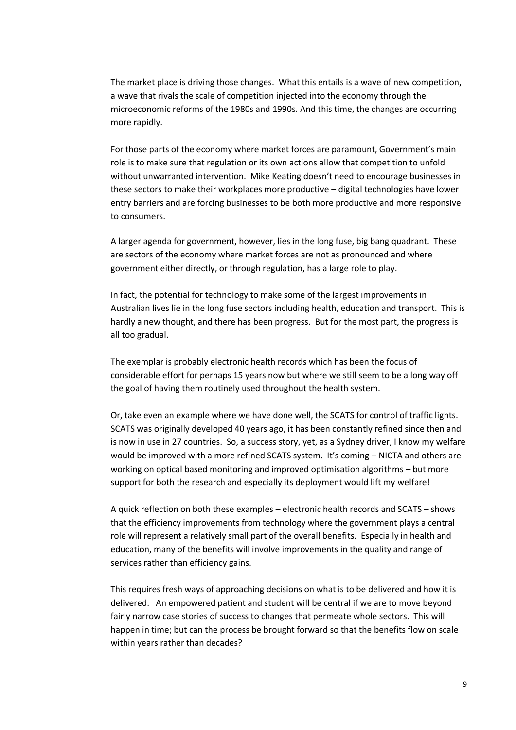The market place is driving those changes. What this entails is a wave of new competition, a wave that rivals the scale of competition injected into the economy through the microeconomic reforms of the 1980s and 1990s. And this time, the changes are occurring more rapidly.

For those parts of the economy where market forces are paramount, Government's main role is to make sure that regulation or its own actions allow that competition to unfold without unwarranted intervention. Mike Keating doesn't need to encourage businesses in these sectors to make their workplaces more productive – digital technologies have lower entry barriers and are forcing businesses to be both more productive and more responsive to consumers.

A larger agenda for government, however, lies in the long fuse, big bang quadrant. These are sectors of the economy where market forces are not as pronounced and where government either directly, or through regulation, has a large role to play.

In fact, the potential for technology to make some of the largest improvements in Australian lives lie in the long fuse sectors including health, education and transport. This is hardly a new thought, and there has been progress. But for the most part, the progress is all too gradual.

The exemplar is probably electronic health records which has been the focus of considerable effort for perhaps 15 years now but where we still seem to be a long way off the goal of having them routinely used throughout the health system.

Or, take even an example where we have done well, the SCATS for control of traffic lights. SCATS was originally developed 40 years ago, it has been constantly refined since then and is now in use in 27 countries. So, a success story, yet, as a Sydney driver, I know my welfare would be improved with a more refined SCATS system. It's coming – NICTA and others are working on optical based monitoring and improved optimisation algorithms – but more support for both the research and especially its deployment would lift my welfare!

A quick reflection on both these examples – electronic health records and SCATS – shows that the efficiency improvements from technology where the government plays a central role will represent a relatively small part of the overall benefits. Especially in health and education, many of the benefits will involve improvements in the quality and range of services rather than efficiency gains.

This requires fresh ways of approaching decisions on what is to be delivered and how it is delivered. An empowered patient and student will be central if we are to move beyond fairly narrow case stories of success to changes that permeate whole sectors. This will happen in time; but can the process be brought forward so that the benefits flow on scale within years rather than decades?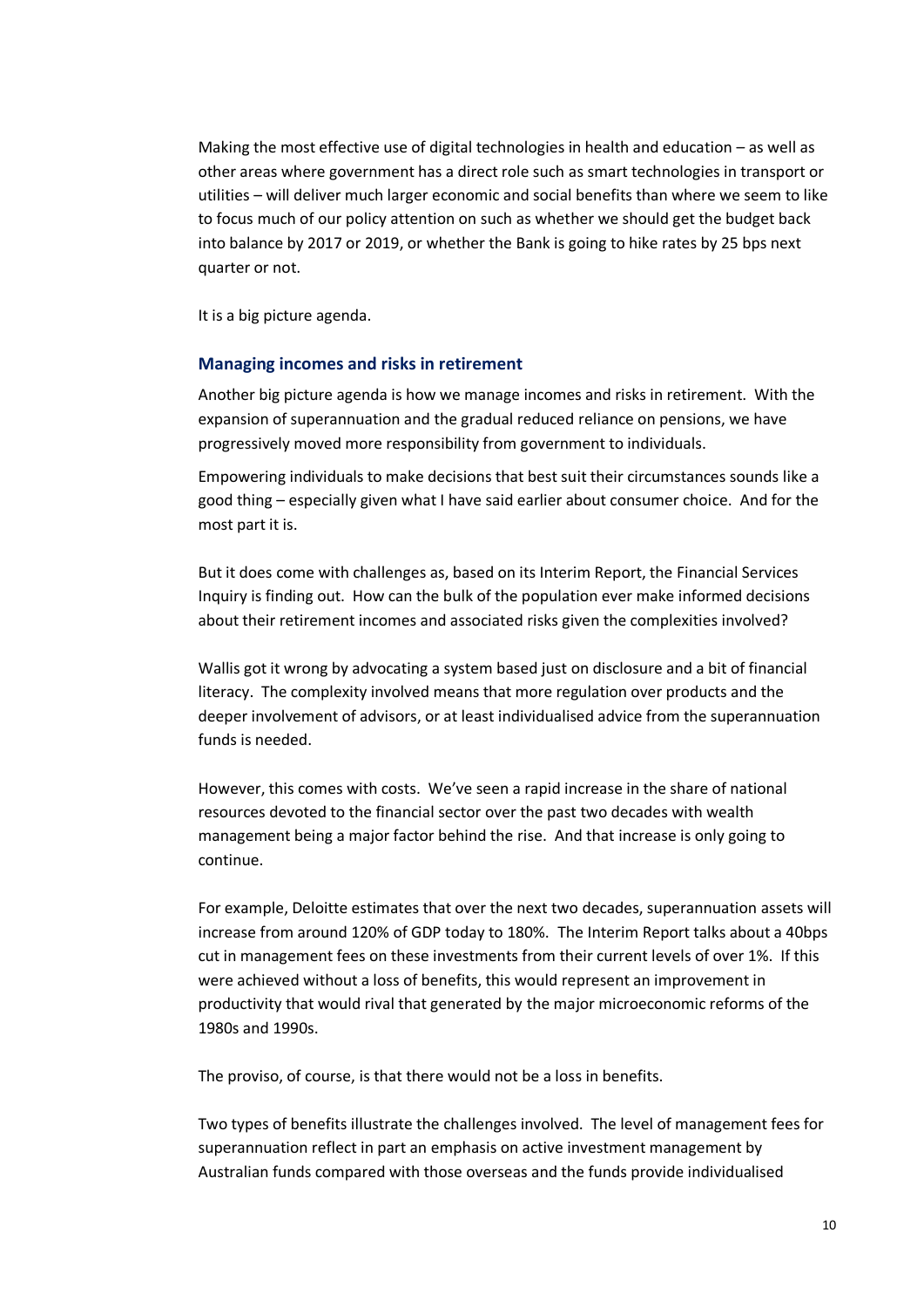Making the most effective use of digital technologies in health and education – as well as other areas where government has a direct role such as smart technologies in transport or utilities – will deliver much larger economic and social benefits than where we seem to like to focus much of our policy attention on such as whether we should get the budget back into balance by 2017 or 2019, or whether the Bank is going to hike rates by 25 bps next quarter or not.

It is a big picture agenda.

### Managing incomes and risks in retirement

Another big picture agenda is how we manage incomes and risks in retirement. With the expansion of superannuation and the gradual reduced reliance on pensions, we have progressively moved more responsibility from government to individuals.

Empowering individuals to make decisions that best suit their circumstances sounds like a good thing – especially given what I have said earlier about consumer choice. And for the most part it is.

But it does come with challenges as, based on its Interim Report, the Financial Services Inquiry is finding out. How can the bulk of the population ever make informed decisions about their retirement incomes and associated risks given the complexities involved?

Wallis got it wrong by advocating a system based just on disclosure and a bit of financial literacy. The complexity involved means that more regulation over products and the deeper involvement of advisors, or at least individualised advice from the superannuation funds is needed.

However, this comes with costs. We've seen a rapid increase in the share of national resources devoted to the financial sector over the past two decades with wealth management being a major factor behind the rise. And that increase is only going to continue.

For example, Deloitte estimates that over the next two decades, superannuation assets will increase from around 120% of GDP today to 180%. The Interim Report talks about a 40bps cut in management fees on these investments from their current levels of over 1%. If this were achieved without a loss of benefits, this would represent an improvement in productivity that would rival that generated by the major microeconomic reforms of the 1980s and 1990s.

The proviso, of course, is that there would not be a loss in benefits.

Two types of benefits illustrate the challenges involved. The level of management fees for superannuation reflect in part an emphasis on active investment management by Australian funds compared with those overseas and the funds provide individualised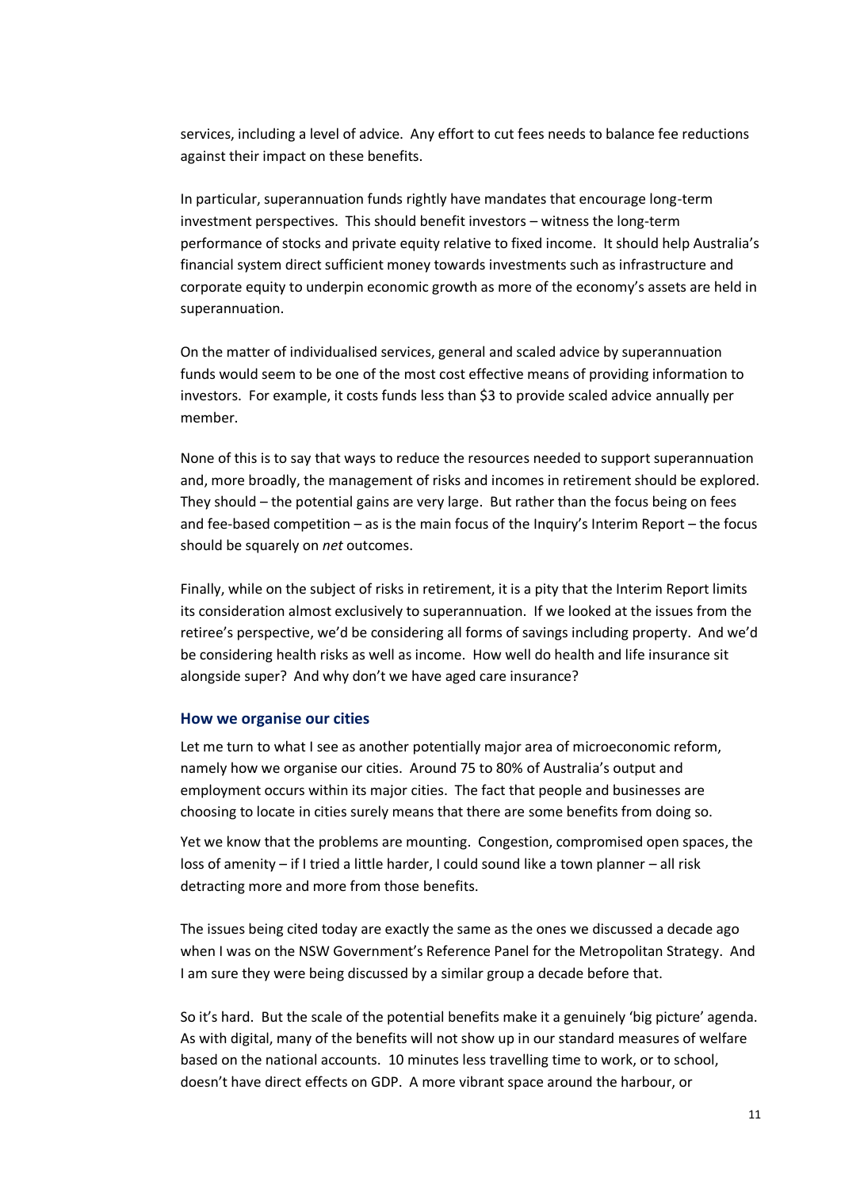services, including a level of advice. Any effort to cut fees needs to balance fee reductions against their impact on these benefits.

In particular, superannuation funds rightly have mandates that encourage long-term investment perspectives. This should benefit investors – witness the long-term performance of stocks and private equity relative to fixed income. It should help Australia's financial system direct sufficient money towards investments such as infrastructure and corporate equity to underpin economic growth as more of the economy's assets are held in superannuation.

On the matter of individualised services, general and scaled advice by superannuation funds would seem to be one of the most cost effective means of providing information to investors. For example, it costs funds less than $3 to provide scaled advice annually per member.

None of this is to say that ways to reduce the resources needed to support superannuation and, more broadly, the management of risks and incomes in retirement should be explored. They should – the potential gains are very large. But rather than the focus being on fees and fee-based competition – as is the main focus of the Inquiry's Interim Report – the focus should be squarely on *net* outcomes.

Finally, while on the subject of risks in retirement, it is a pity that the Interim Report limits its consideration almost exclusively to superannuation. If we looked at the issues from the retiree's perspective, we'd be considering all forms of savings including property. And we'd be considering health risks as well as income. How well do health and life insurance sit alongside super? And why don't we have aged care insurance?

### How we organise our cities

Let me turn to what I see as another potentially major area of microeconomic reform, namely how we organise our cities. Around 75 to 80% of Australia's output and employment occurs within its major cities. The fact that people and businesses are choosing to locate in cities surely means that there are some benefits from doing so.

Yet we know that the problems are mounting. Congestion, compromised open spaces, the loss of amenity – if I tried a little harder, I could sound like a town planner – all risk detracting more and more from those benefits.

The issues being cited today are exactly the same as the ones we discussed a decade ago when I was on the NSW Government's Reference Panel for the Metropolitan Strategy. And I am sure they were being discussed by a similar group a decade before that.

So it's hard. But the scale of the potential benefits make it a genuinely 'big picture' agenda. As with digital, many of the benefits will not show up in our standard measures of welfare based on the national accounts. 10 minutes less travelling time to work, or to school, doesn't have direct effects on GDP. A more vibrant space around the harbour, or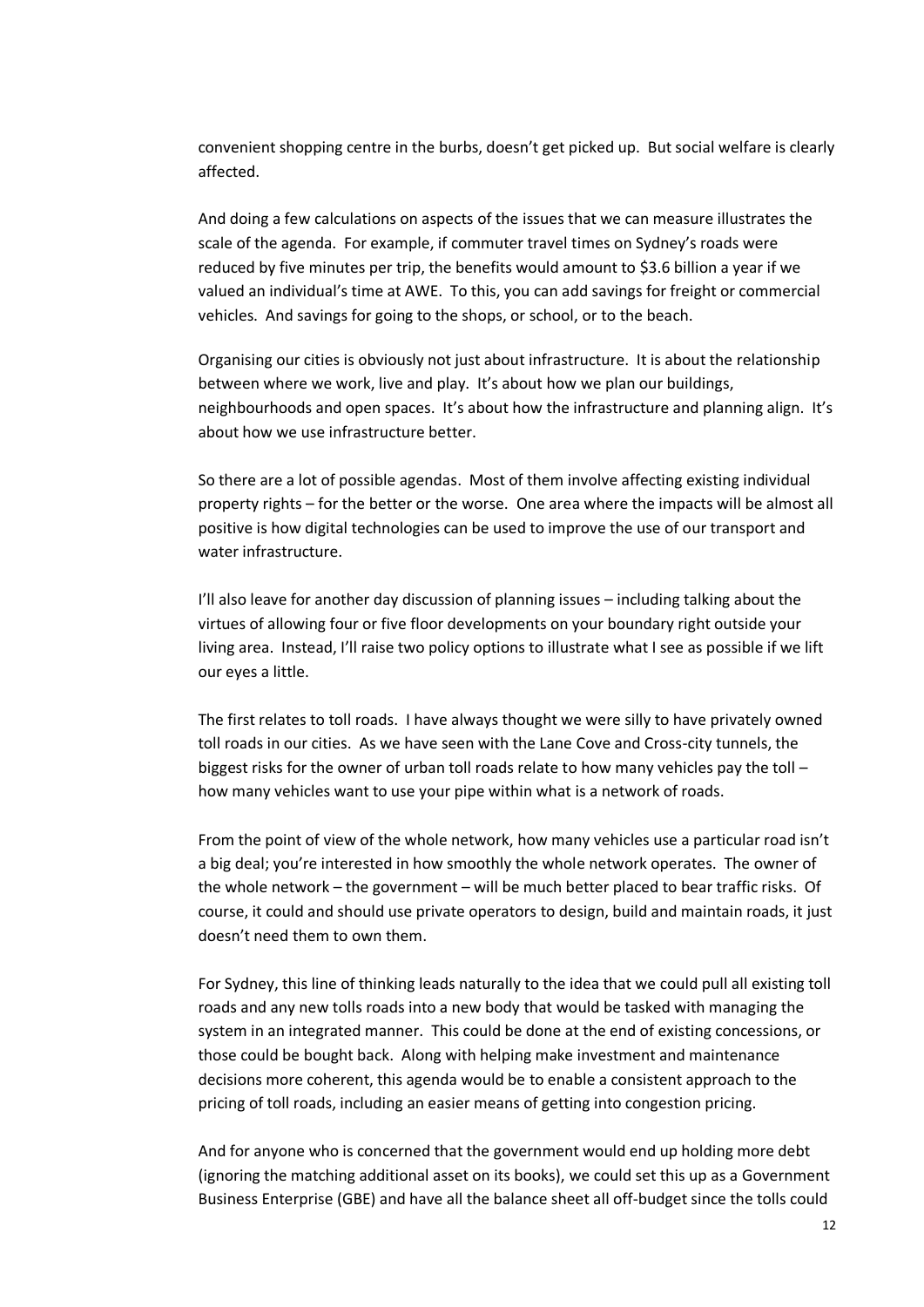convenient shopping centre in the burbs, doesn't get picked up. But social welfare is clearly affected.

And doing a few calculations on aspects of the issues that we can measure illustrates the scale of the agenda. For example, if commuter travel times on Sydney's roads were reduced by five minutes per trip, the benefits would amount to $3.6 billion a year if we valued an individual's time at AWE. To this, you can add savings for freight or commercial vehicles. And savings for going to the shops, or school, or to the beach.

Organising our cities is obviously not just about infrastructure. It is about the relationship between where we work, live and play. It's about how we plan our buildings, neighbourhoods and open spaces. It's about how the infrastructure and planning align. It's about how we use infrastructure better.

So there are a lot of possible agendas. Most of them involve affecting existing individual property rights – for the better or the worse. One area where the impacts will be almost all positive is how digital technologies can be used to improve the use of our transport and water infrastructure.

I'll also leave for another day discussion of planning issues – including talking about the virtues of allowing four or five floor developments on your boundary right outside your living area. Instead, I'll raise two policy options to illustrate what I see as possible if we lift our eyes a little.

The first relates to toll roads. I have always thought we were silly to have privately owned toll roads in our cities. As we have seen with the Lane Cove and Cross-city tunnels, the biggest risks for the owner of urban toll roads relate to how many vehicles pay the toll – how many vehicles want to use your pipe within what is a network of roads.

From the point of view of the whole network, how many vehicles use a particular road isn't a big deal; you're interested in how smoothly the whole network operates. The owner of the whole network – the government – will be much better placed to bear traffic risks. Of course, it could and should use private operators to design, build and maintain roads, it just doesn't need them to own them.

For Sydney, this line of thinking leads naturally to the idea that we could pull all existing toll roads and any new tolls roads into a new body that would be tasked with managing the system in an integrated manner. This could be done at the end of existing concessions, or those could be bought back. Along with helping make investment and maintenance decisions more coherent, this agenda would be to enable a consistent approach to the pricing of toll roads, including an easier means of getting into congestion pricing.

And for anyone who is concerned that the government would end up holding more debt (ignoring the matching additional asset on its books), we could set this up as a Government Business Enterprise (GBE) and have all the balance sheet all off-budget since the tolls could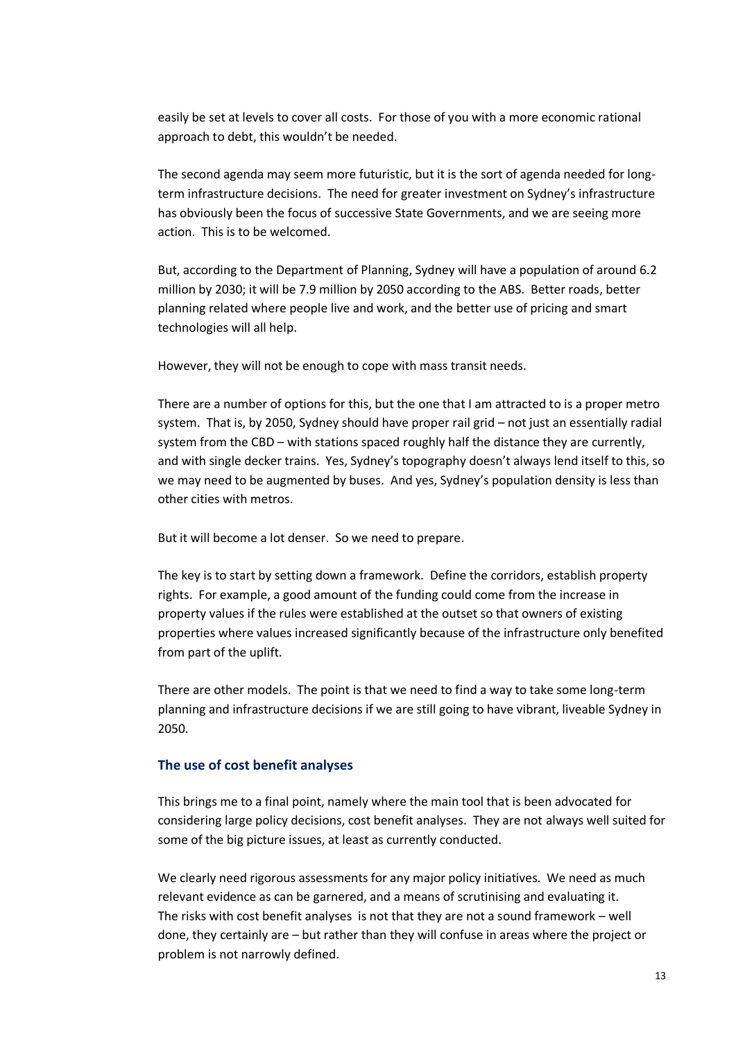easily be set at levels to cover all costs. For those of you with a more economic rational approach to debt, this wouldn't be needed.

The second agenda may seem more futuristic, but it is the sort of agenda needed for long-term infrastructure decisions. The need for greater investment on Sydney's infrastructure has obviously been the focus of successive State Governments, and we are seeing more action. This is to be welcomed.

But, according to the Department of Planning, Sydney will have a population of around 6.2 million by 2030; it will be 7.9 million by 2050 according to the ABS. Better roads, better planning related where people live and work, and the better use of pricing and smart technologies will all help.

However, they will not be enough to cope with mass transit needs.

There are a number of options for this, but the one that I am attracted to is a proper metro system. That is, by 2050, Sydney should have proper rail grid – not just an essentially radial system from the CBD – with stations spaced roughly half the distance they are currently, and with single decker trains. Yes, Sydney's topography doesn't always lend itself to this, so we may need to be augmented by buses. And yes, Sydney's population density is less than other cities with metros.

But it will become a lot denser. So we need to prepare.

The key is to start by setting down a framework. Define the corridors, establish property rights. For example, a good amount of the funding could come from the increase in property values if the rules were established at the outset so that owners of existing properties where values increased significantly because of the infrastructure only benefited from part of the uplift.

There are other models. The point is that we need to find a way to take some long-term planning and infrastructure decisions if we are still going to have vibrant, liveable Sydney in 2050.

### The use of cost benefit analyses

This brings me to a final point, namely where the main tool that is been advocated for considering large policy decisions, cost benefit analyses. They are not always well suited for some of the big picture issues, at least as currently conducted.

We clearly need rigorous assessments for any major policy initiatives. We need as much relevant evidence as can be garnered, and a means of scrutinising and evaluating it. The risks with cost benefit analyses is not that they are not a sound framework – well done, they certainly are – but rather than they will confuse in areas where the project or problem is not narrowly defined.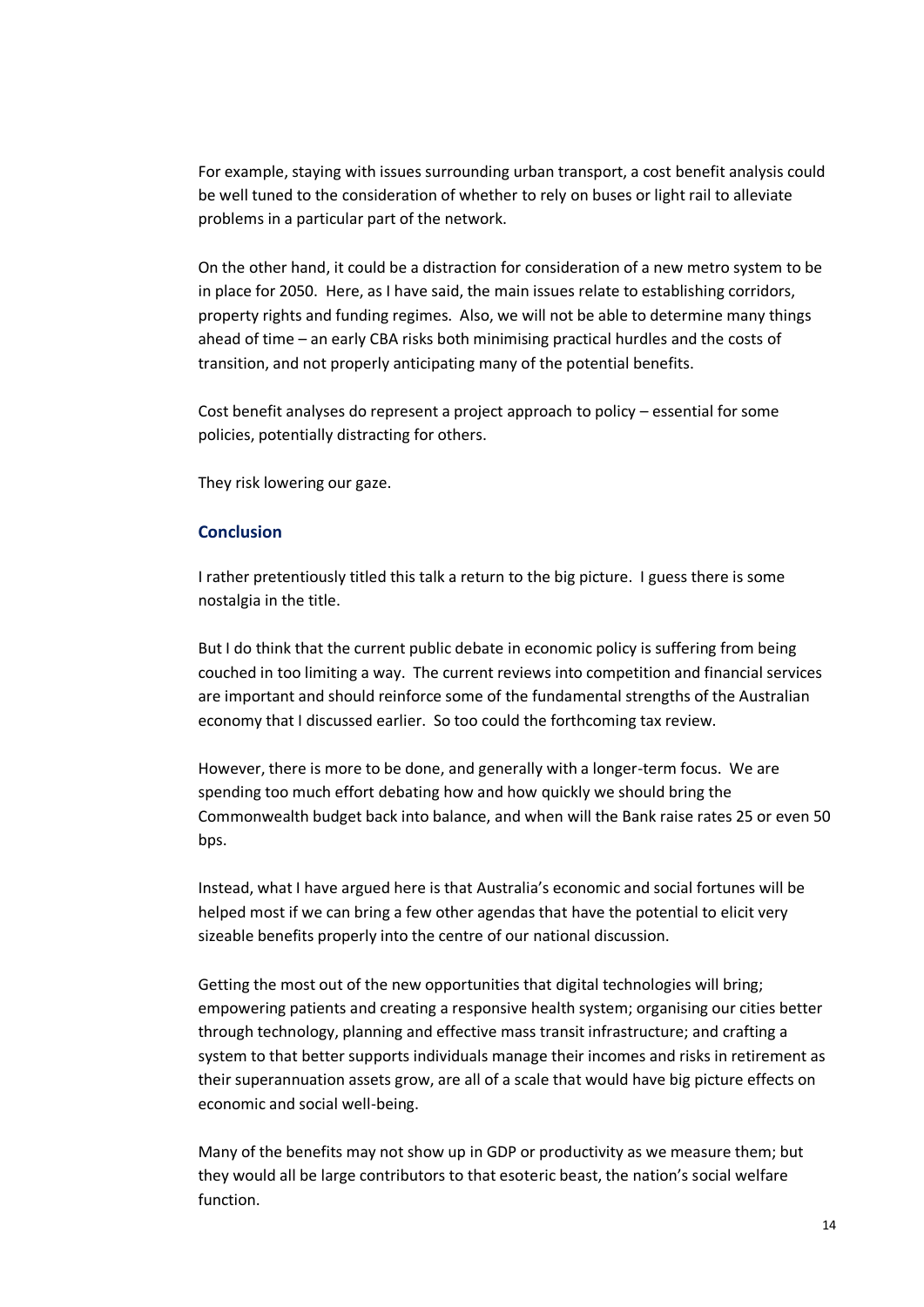For example, staying with issues surrounding urban transport, a cost benefit analysis could be well tuned to the consideration of whether to rely on buses or light rail to alleviate problems in a particular part of the network.

On the other hand, it could be a distraction for consideration of a new metro system to be in place for 2050. Here, as I have said, the main issues relate to establishing corridors, property rights and funding regimes. Also, we will not be able to determine many things ahead of time – an early CBA risks both minimising practical hurdles and the costs of transition, and not properly anticipating many of the potential benefits.

Cost benefit analyses do represent a project approach to policy – essential for some policies, potentially distracting for others.

They risk lowering our gaze.

## Conclusion

I rather pretentiously titled this talk a return to the big picture. I guess there is some nostalgia in the title.

But I do think that the current public debate in economic policy is suffering from being couched in too limiting a way. The current reviews into competition and financial services are important and should reinforce some of the fundamental strengths of the Australian economy that I discussed earlier. So too could the forthcoming tax review.

However, there is more to be done, and generally with a longer-term focus. We are spending too much effort debating how and how quickly we should bring the Commonwealth budget back into balance, and when will the Bank raise rates 25 or even 50 bps.

Instead, what I have argued here is that Australia's economic and social fortunes will be helped most if we can bring a few other agendas that have the potential to elicit very sizeable benefits properly into the centre of our national discussion.

Getting the most out of the new opportunities that digital technologies will bring; empowering patients and creating a responsive health system; organising our cities better through technology, planning and effective mass transit infrastructure; and crafting a system to that better supports individuals manage their incomes and risks in retirement as their superannuation assets grow, are all of a scale that would have big picture effects on economic and social well-being.

Many of the benefits may not show up in GDP or productivity as we measure them; but they would all be large contributors to that esoteric beast, the nation's social welfare function.